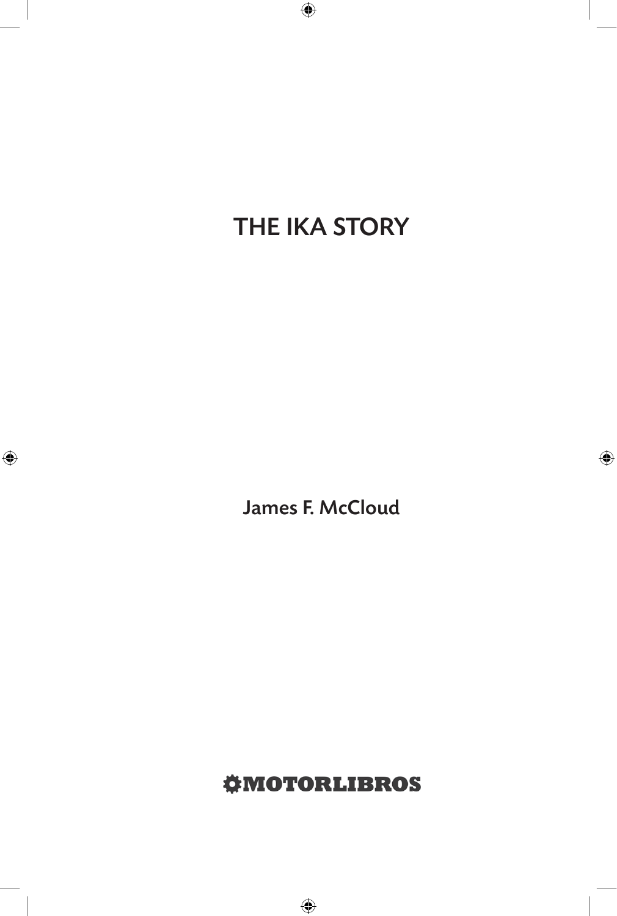# THE IKA STORY

James F. McCloud

MOTORLIBROS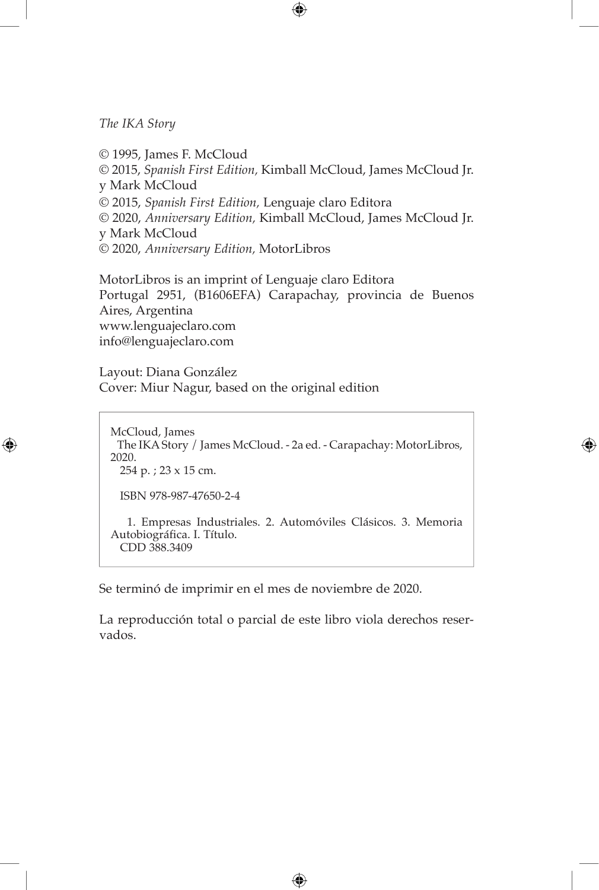*The IKA Story*

© 1995, James F. McCloud
© 2015, *Spanish First Edition,* Kimball McCloud, James McCloud Jr. y Mark McCloud
© 2015, *Spanish First Edition,* Lenguaje claro Editora
© 2020, *Anniversary Edition,* Kimball McCloud, James McCloud Jr. y Mark McCloud
© 2020, *Anniversary Edition,* MotorLibros

MotorLibros is an imprint of Lenguaje claro Editora
Portugal 2951, (B1606EFA) Carapachay, provincia de Buenos Aires, Argentina
www.lenguajeclaro.com
info@lenguajeclaro.com

Layout: Diana González
Cover: Miur Nagur, based on the original edition

McCloud, James
The IKA Story / James McCloud. - 2a ed. - Carapachay: MotorLibros, 2020.
254 p. ; 23 x 15 cm.

ISBN 978-987-47650-2-4

1. Empresas Industriales. 2. Automóviles Clásicos. 3. Memoria Autobiográfica. I. Título.
CDD 388.3409

Se terminó de imprimir en el mes de noviembre de 2020.

La reproducción total o parcial de este libro viola derechos reservados.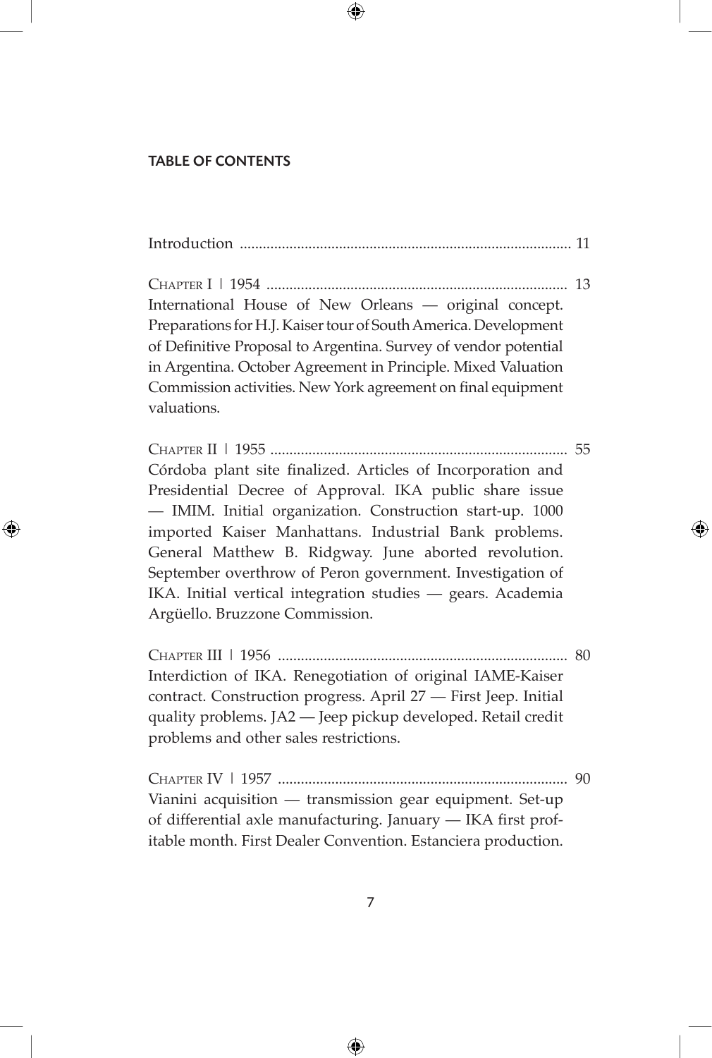## TABLE OF CONTENTS

Introduction ........................................................................................ 11

Chapter I | 1954 .............................................................................. 13
International House of New Orleans — original concept. Preparations for H.J. Kaiser tour of South America. Development of Definitive Proposal to Argentina. Survey of vendor potential in Argentina. October Agreement in Principle. Mixed Valuation Commission activities. New York agreement on final equipment valuations.

Chapter II | 1955 ............................................................................. 55
Córdoba plant site finalized. Articles of Incorporation and Presidential Decree of Approval. IKA public share issue — IMIM. Initial organization. Construction start-up. 1000 imported Kaiser Manhattans. Industrial Bank problems. General Matthew B. Ridgway. June aborted revolution. September overthrow of Peron government. Investigation of IKA. Initial vertical integration studies — gears. Academia Argüello. Bruzzone Commission.

Chapter III | 1956 ............................................................................ 80
Interdiction of IKA. Renegotiation of original IAME-Kaiser contract. Construction progress. April 27 — First Jeep. Initial quality problems. JA2 — Jeep pickup developed. Retail credit problems and other sales restrictions.

Chapter IV | 1957 ............................................................................ 90
Vianini acquisition — transmission gear equipment. Set-up of differential axle manufacturing. January — IKA first profitable month. First Dealer Convention. Estanciera production.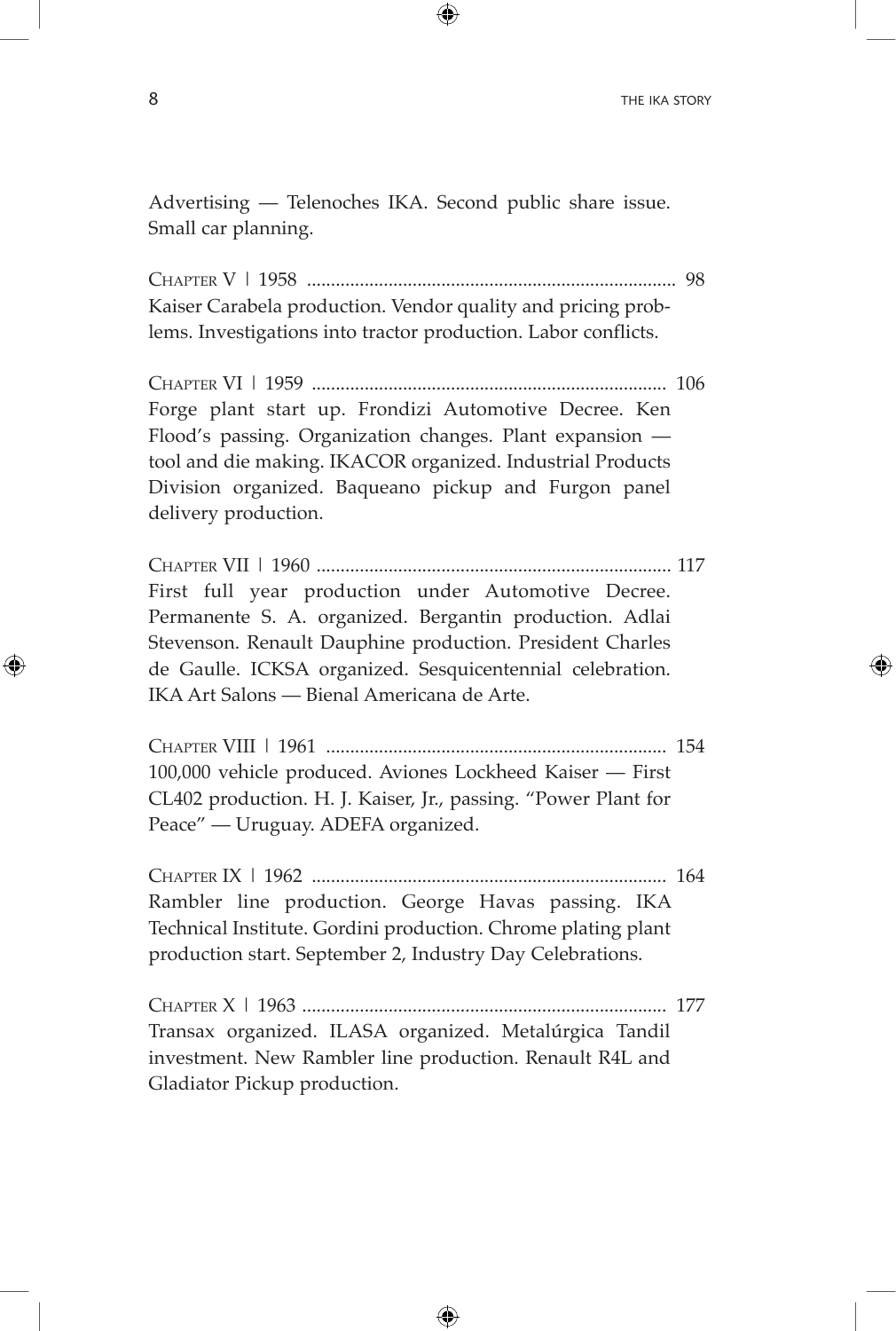Advertising — Telenoches IKA. Second public share issue. Small car planning.

Chapter V | 1958 .......................................................................... 98
Kaiser Carabela production. Vendor quality and pricing problems. Investigations into tractor production. Labor conflicts.

Chapter VI | 1959 ........................................................................ 106
Forge plant start up. Frondizi Automotive Decree. Ken Flood's passing. Organization changes. Plant expansion — tool and die making. IKACOR organized. Industrial Products Division organized. Baqueano pickup and Furgon panel delivery production.

Chapter VII | 1960 ...................................................................... 117
First full year production under Automotive Decree. Permanente S. A. organized. Bergantin production. Adlai Stevenson. Renault Dauphine production. President Charles de Gaulle. ICKSA organized. Sesquicentennial celebration. IKA Art Salons — Bienal Americana de Arte.

Chapter VIII | 1961 ..................................................................... 154
100,000 vehicle produced. Aviones Lockheed Kaiser — First CL402 production. H. J. Kaiser, Jr., passing. "Power Plant for Peace" — Uruguay. ADEFA organized.

Chapter IX | 1962 ........................................................................ 164
Rambler line production. George Havas passing. IKA Technical Institute. Gordini production. Chrome plating plant production start. September 2, Industry Day Celebrations.

Chapter X | 1963 ......................................................................... 177
Transax organized. ILASA organized. Metalúrgica Tandil investment. New Rambler line production. Renault R4L and Gladiator Pickup production.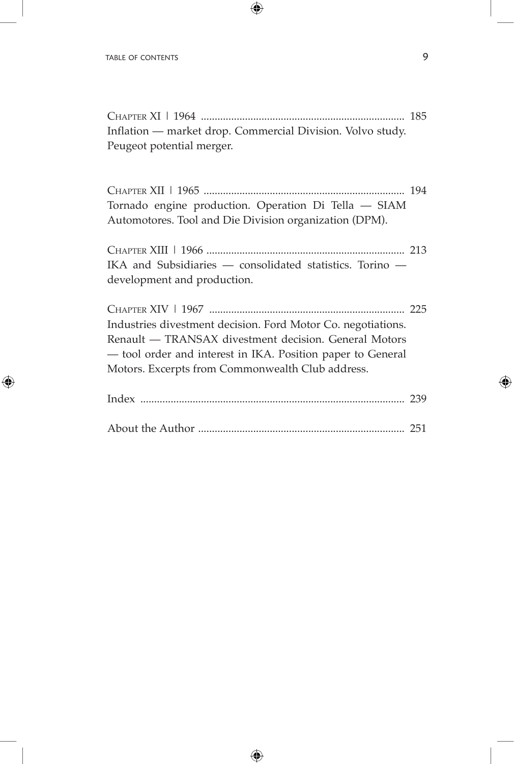Chapter XI | 1964 .......................................................................... 185
Inflation — market drop. Commercial Division. Volvo study. Peugeot potential merger.

Chapter XII | 1965 .......................................................................... 194
Tornado engine production. Operation Di Tella — SIAM Automotores. Tool and Die Division organization (DPM).

Chapter XIII | 1966 .......................................................................... 213
IKA and Subsidiaries — consolidated statistics. Torino — development and production.

Chapter XIV | 1967 .......................................................................... 225
Industries divestment decision. Ford Motor Co. negotiations. Renault — TRANSAX divestment decision. General Motors — tool order and interest in IKA. Position paper to General Motors. Excerpts from Commonwealth Club address.

Index .......................................................................... 239

About the Author .......................................................................... 251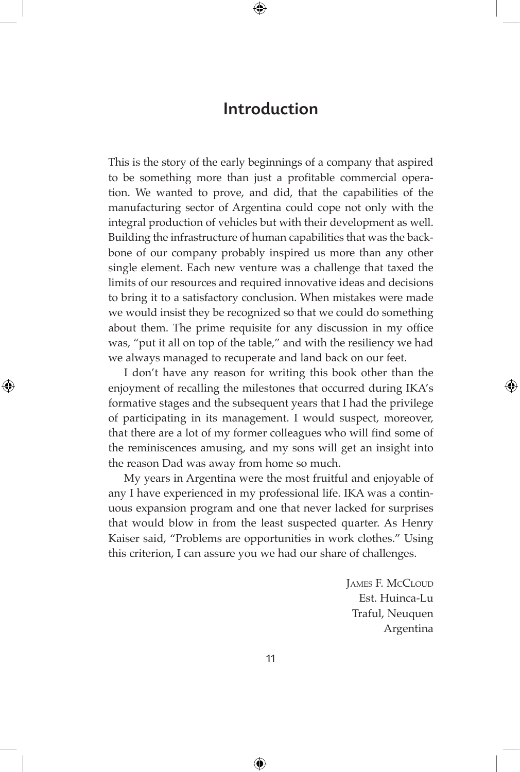# Introduction

This is the story of the early beginnings of a company that aspired to be something more than just a profitable commercial operation. We wanted to prove, and did, that the capabilities of the manufacturing sector of Argentina could cope not only with the integral production of vehicles but with their development as well. Building the infrastructure of human capabilities that was the backbone of our company probably inspired us more than any other single element. Each new venture was a challenge that taxed the limits of our resources and required innovative ideas and decisions to bring it to a satisfactory conclusion. When mistakes were made we would insist they be recognized so that we could do something about them. The prime requisite for any discussion in my office was, "put it all on top of the table," and with the resiliency we had we always managed to recuperate and land back on our feet.

I don't have any reason for writing this book other than the enjoyment of recalling the milestones that occurred during IKA's formative stages and the subsequent years that I had the privilege of participating in its management. I would suspect, moreover, that there are a lot of my former colleagues who will find some of the reminiscences amusing, and my sons will get an insight into the reason Dad was away from home so much.

My years in Argentina were the most fruitful and enjoyable of any I have experienced in my professional life. IKA was a continuous expansion program and one that never lacked for surprises that would blow in from the least suspected quarter. As Henry Kaiser said, "Problems are opportunities in work clothes." Using this criterion, I can assure you we had our share of challenges.

James F. McCloud
Est. Huinca-Lu
Traful, Neuquen
Argentina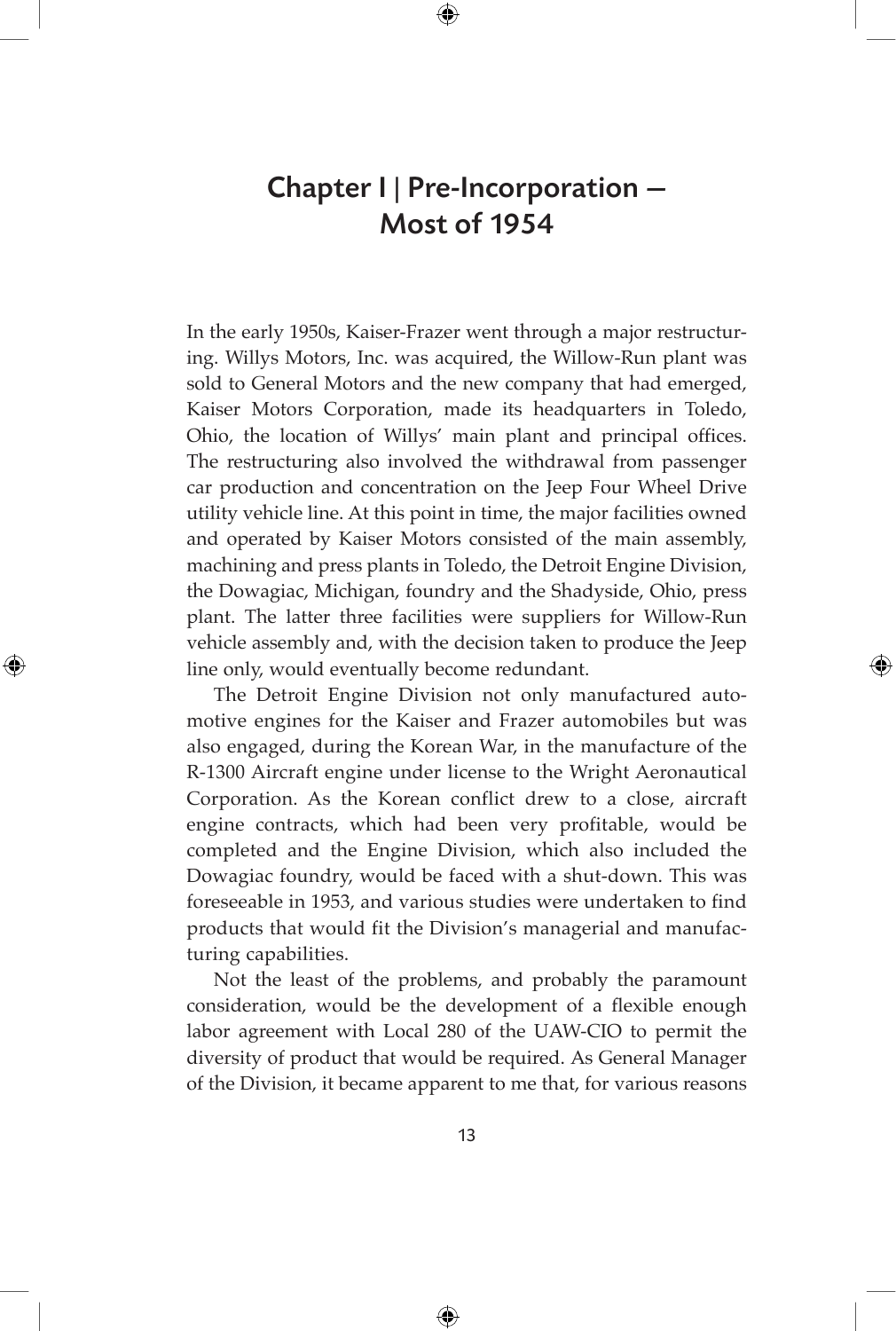# Chapter I | Pre-Incorporation — Most of 1954

In the early 1950s, Kaiser-Frazer went through a major restructuring. Willys Motors, Inc. was acquired, the Willow-Run plant was sold to General Motors and the new company that had emerged, Kaiser Motors Corporation, made its headquarters in Toledo, Ohio, the location of Willys' main plant and principal offices. The restructuring also involved the withdrawal from passenger car production and concentration on the Jeep Four Wheel Drive utility vehicle line. At this point in time, the major facilities owned and operated by Kaiser Motors consisted of the main assembly, machining and press plants in Toledo, the Detroit Engine Division, the Dowagiac, Michigan, foundry and the Shadyside, Ohio, press plant. The latter three facilities were suppliers for Willow-Run vehicle assembly and, with the decision taken to produce the Jeep line only, would eventually become redundant.

The Detroit Engine Division not only manufactured automotive engines for the Kaiser and Frazer automobiles but was also engaged, during the Korean War, in the manufacture of the R-1300 Aircraft engine under license to the Wright Aeronautical Corporation. As the Korean conflict drew to a close, aircraft engine contracts, which had been very profitable, would be completed and the Engine Division, which also included the Dowagiac foundry, would be faced with a shut-down. This was foreseeable in 1953, and various studies were undertaken to find products that would fit the Division's managerial and manufacturing capabilities.

Not the least of the problems, and probably the paramount consideration, would be the development of a flexible enough labor agreement with Local 280 of the UAW-CIO to permit the diversity of product that would be required. As General Manager of the Division, it became apparent to me that, for various reasons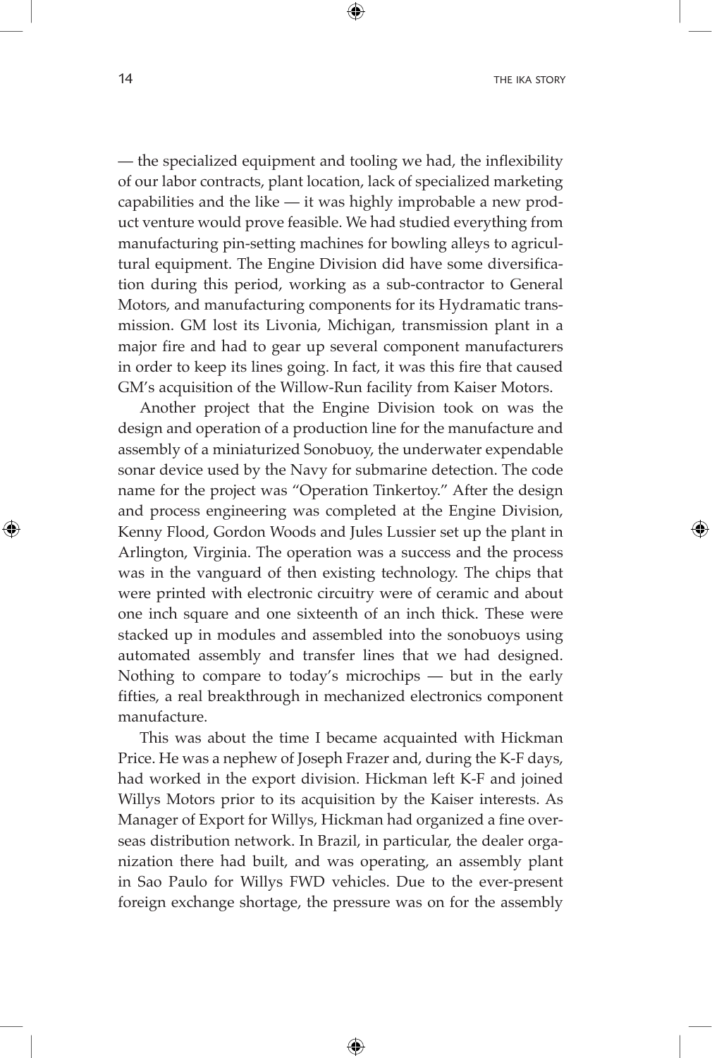— the specialized equipment and tooling we had, the inflexibility of our labor contracts, plant location, lack of specialized marketing capabilities and the like — it was highly improbable a new product venture would prove feasible. We had studied everything from manufacturing pin-setting machines for bowling alleys to agricultural equipment. The Engine Division did have some diversification during this period, working as a sub-contractor to General Motors, and manufacturing components for its Hydramatic transmission. GM lost its Livonia, Michigan, transmission plant in a major fire and had to gear up several component manufacturers in order to keep its lines going. In fact, it was this fire that caused GM's acquisition of the Willow-Run facility from Kaiser Motors.

Another project that the Engine Division took on was the design and operation of a production line for the manufacture and assembly of a miniaturized Sonobuoy, the underwater expendable sonar device used by the Navy for submarine detection. The code name for the project was "Operation Tinkertoy." After the design and process engineering was completed at the Engine Division, Kenny Flood, Gordon Woods and Jules Lussier set up the plant in Arlington, Virginia. The operation was a success and the process was in the vanguard of then existing technology. The chips that were printed with electronic circuitry were of ceramic and about one inch square and one sixteenth of an inch thick. These were stacked up in modules and assembled into the sonobuoys using automated assembly and transfer lines that we had designed. Nothing to compare to today's microchips — but in the early fifties, a real breakthrough in mechanized electronics component manufacture.

This was about the time I became acquainted with Hickman Price. He was a nephew of Joseph Frazer and, during the K-F days, had worked in the export division. Hickman left K-F and joined Willys Motors prior to its acquisition by the Kaiser interests. As Manager of Export for Willys, Hickman had organized a fine overseas distribution network. In Brazil, in particular, the dealer organization there had built, and was operating, an assembly plant in Sao Paulo for Willys FWD vehicles. Due to the ever-present foreign exchange shortage, the pressure was on for the assembly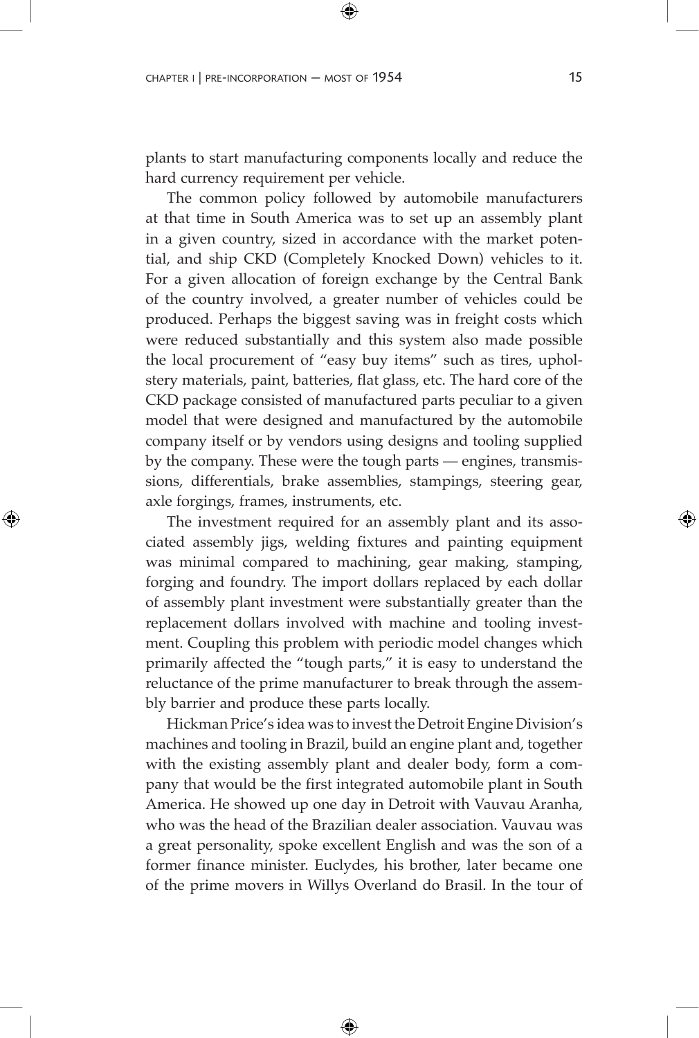plants to start manufacturing components locally and reduce the hard currency requirement per vehicle.

The common policy followed by automobile manufacturers at that time in South America was to set up an assembly plant in a given country, sized in accordance with the market potential, and ship CKD (Completely Knocked Down) vehicles to it. For a given allocation of foreign exchange by the Central Bank of the country involved, a greater number of vehicles could be produced. Perhaps the biggest saving was in freight costs which were reduced substantially and this system also made possible the local procurement of "easy buy items" such as tires, upholstery materials, paint, batteries, flat glass, etc. The hard core of the CKD package consisted of manufactured parts peculiar to a given model that were designed and manufactured by the automobile company itself or by vendors using designs and tooling supplied by the company. These were the tough parts — engines, transmissions, differentials, brake assemblies, stampings, steering gear, axle forgings, frames, instruments, etc.

The investment required for an assembly plant and its associated assembly jigs, welding fixtures and painting equipment was minimal compared to machining, gear making, stamping, forging and foundry. The import dollars replaced by each dollar of assembly plant investment were substantially greater than the replacement dollars involved with machine and tooling investment. Coupling this problem with periodic model changes which primarily affected the "tough parts," it is easy to understand the reluctance of the prime manufacturer to break through the assembly barrier and produce these parts locally.

Hickman Price's idea was to invest the Detroit Engine Division's machines and tooling in Brazil, build an engine plant and, together with the existing assembly plant and dealer body, form a company that would be the first integrated automobile plant in South America. He showed up one day in Detroit with Vauvau Aranha, who was the head of the Brazilian dealer association. Vauvau was a great personality, spoke excellent English and was the son of a former finance minister. Euclydes, his brother, later became one of the prime movers in Willys Overland do Brasil. In the tour of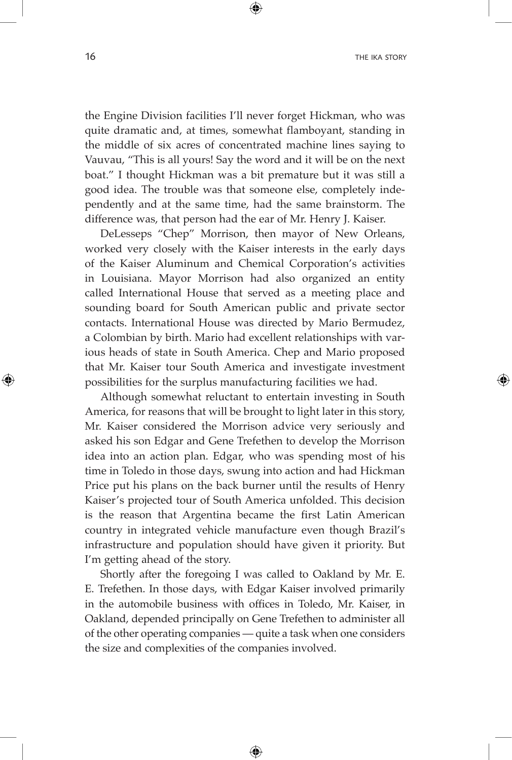the Engine Division facilities I'll never forget Hickman, who was quite dramatic and, at times, somewhat flamboyant, standing in the middle of six acres of concentrated machine lines saying to Vauvau, "This is all yours! Say the word and it will be on the next boat." I thought Hickman was a bit premature but it was still a good idea. The trouble was that someone else, completely independently and at the same time, had the same brainstorm. The difference was, that person had the ear of Mr. Henry J. Kaiser.

DeLesseps "Chep" Morrison, then mayor of New Orleans, worked very closely with the Kaiser interests in the early days of the Kaiser Aluminum and Chemical Corporation's activities in Louisiana. Mayor Morrison had also organized an entity called International House that served as a meeting place and sounding board for South American public and private sector contacts. International House was directed by Mario Bermudez, a Colombian by birth. Mario had excellent relationships with various heads of state in South America. Chep and Mario proposed that Mr. Kaiser tour South America and investigate investment possibilities for the surplus manufacturing facilities we had.

Although somewhat reluctant to entertain investing in South America, for reasons that will be brought to light later in this story, Mr. Kaiser considered the Morrison advice very seriously and asked his son Edgar and Gene Trefethen to develop the Morrison idea into an action plan. Edgar, who was spending most of his time in Toledo in those days, swung into action and had Hickman Price put his plans on the back burner until the results of Henry Kaiser's projected tour of South America unfolded. This decision is the reason that Argentina became the first Latin American country in integrated vehicle manufacture even though Brazil's infrastructure and population should have given it priority. But I'm getting ahead of the story.

Shortly after the foregoing I was called to Oakland by Mr. E. E. Trefethen. In those days, with Edgar Kaiser involved primarily in the automobile business with offices in Toledo, Mr. Kaiser, in Oakland, depended principally on Gene Trefethen to administer all of the other operating companies — quite a task when one considers the size and complexities of the companies involved.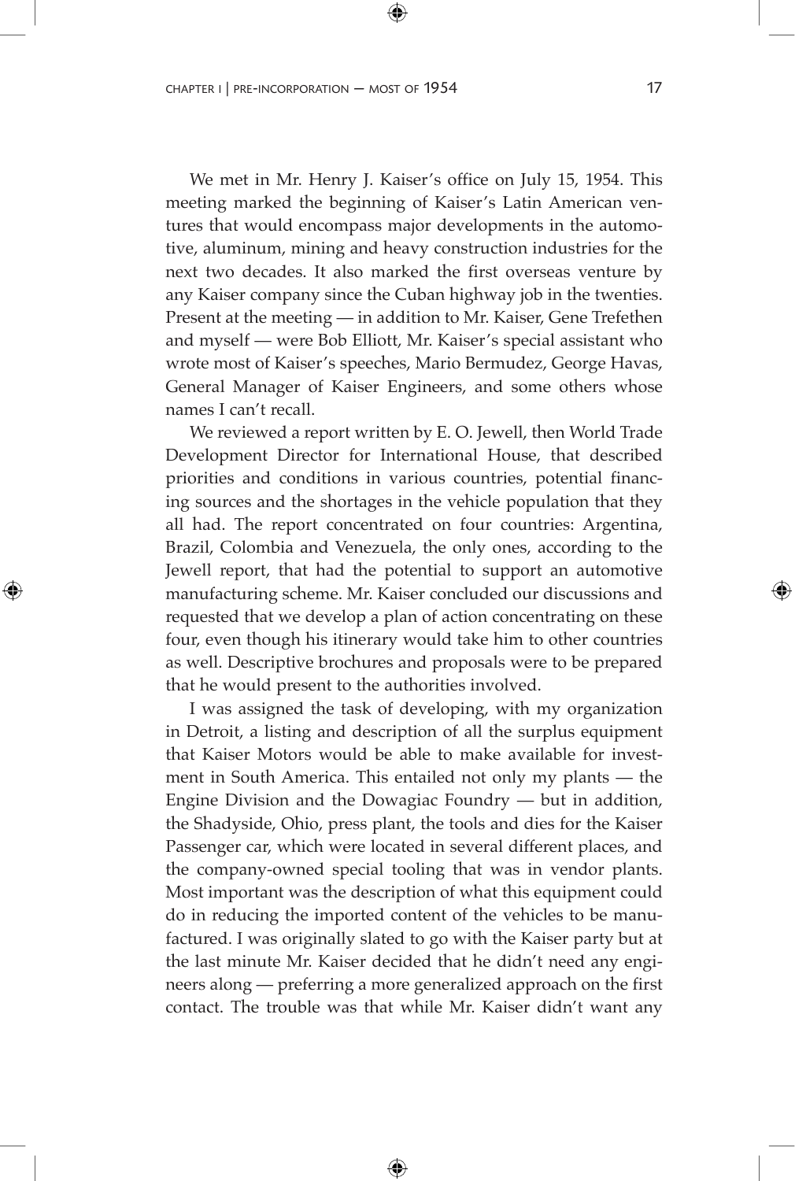We met in Mr. Henry J. Kaiser's office on July 15, 1954. This meeting marked the beginning of Kaiser's Latin American ventures that would encompass major developments in the automotive, aluminum, mining and heavy construction industries for the next two decades. It also marked the first overseas venture by any Kaiser company since the Cuban highway job in the twenties. Present at the meeting — in addition to Mr. Kaiser, Gene Trefethen and myself — were Bob Elliott, Mr. Kaiser's special assistant who wrote most of Kaiser's speeches, Mario Bermudez, George Havas, General Manager of Kaiser Engineers, and some others whose names I can't recall.

We reviewed a report written by E. O. Jewell, then World Trade Development Director for International House, that described priorities and conditions in various countries, potential financing sources and the shortages in the vehicle population that they all had. The report concentrated on four countries: Argentina, Brazil, Colombia and Venezuela, the only ones, according to the Jewell report, that had the potential to support an automotive manufacturing scheme. Mr. Kaiser concluded our discussions and requested that we develop a plan of action concentrating on these four, even though his itinerary would take him to other countries as well. Descriptive brochures and proposals were to be prepared that he would present to the authorities involved.

I was assigned the task of developing, with my organization in Detroit, a listing and description of all the surplus equipment that Kaiser Motors would be able to make available for investment in South America. This entailed not only my plants — the Engine Division and the Dowagiac Foundry — but in addition, the Shadyside, Ohio, press plant, the tools and dies for the Kaiser Passenger car, which were located in several different places, and the company-owned special tooling that was in vendor plants. Most important was the description of what this equipment could do in reducing the imported content of the vehicles to be manufactured. I was originally slated to go with the Kaiser party but at the last minute Mr. Kaiser decided that he didn't need any engineers along — preferring a more generalized approach on the first contact. The trouble was that while Mr. Kaiser didn't want any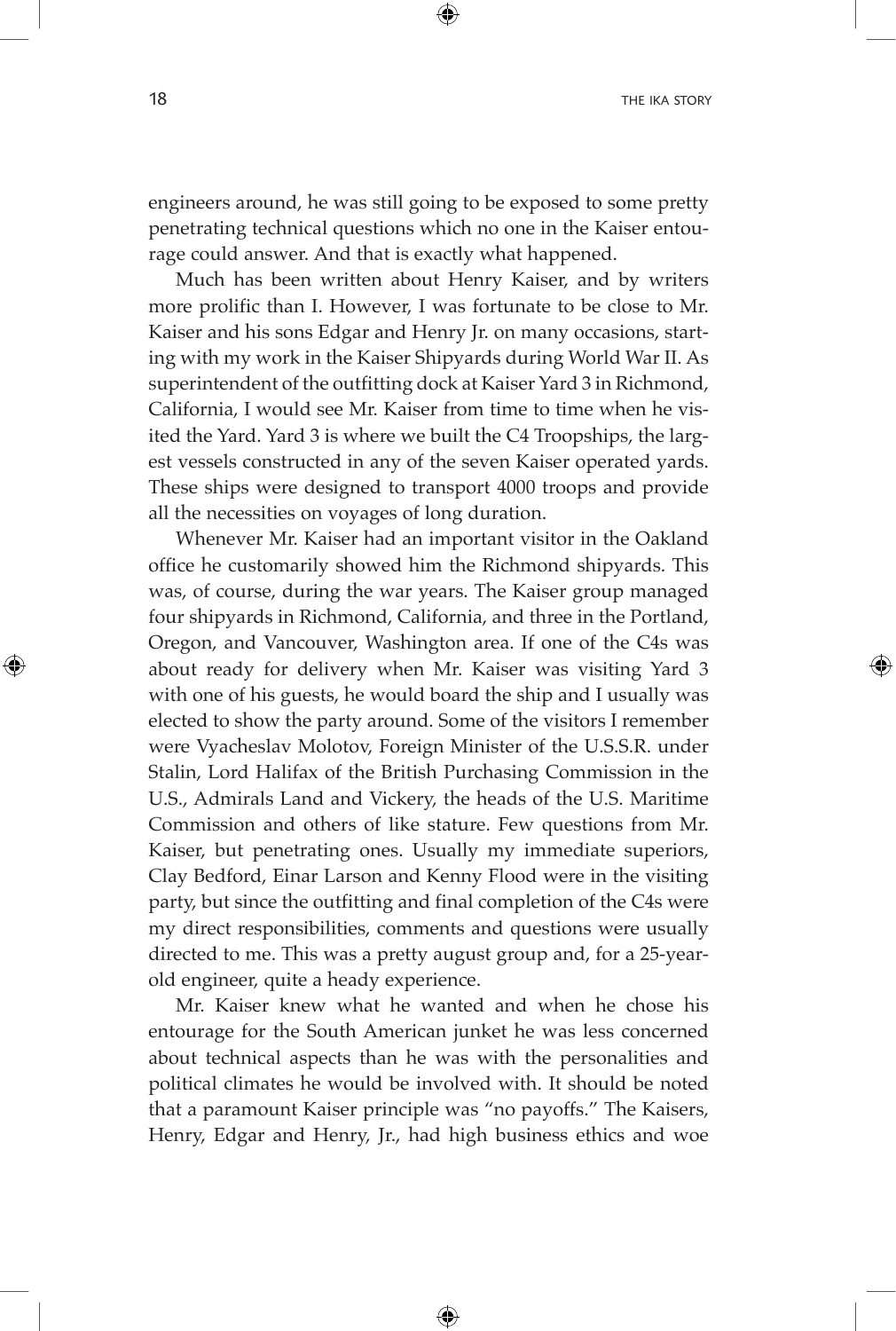engineers around, he was still going to be exposed to some pretty penetrating technical questions which no one in the Kaiser entourage could answer. And that is exactly what happened.

Much has been written about Henry Kaiser, and by writers more prolific than I. However, I was fortunate to be close to Mr. Kaiser and his sons Edgar and Henry Jr. on many occasions, starting with my work in the Kaiser Shipyards during World War II. As superintendent of the outfitting dock at Kaiser Yard 3 in Richmond, California, I would see Mr. Kaiser from time to time when he visited the Yard. Yard 3 is where we built the C4 Troopships, the largest vessels constructed in any of the seven Kaiser operated yards. These ships were designed to transport 4000 troops and provide all the necessities on voyages of long duration.

Whenever Mr. Kaiser had an important visitor in the Oakland office he customarily showed him the Richmond shipyards. This was, of course, during the war years. The Kaiser group managed four shipyards in Richmond, California, and three in the Portland, Oregon, and Vancouver, Washington area. If one of the C4s was about ready for delivery when Mr. Kaiser was visiting Yard 3 with one of his guests, he would board the ship and I usually was elected to show the party around. Some of the visitors I remember were Vyacheslav Molotov, Foreign Minister of the U.S.S.R. under Stalin, Lord Halifax of the British Purchasing Commission in the U.S., Admirals Land and Vickery, the heads of the U.S. Maritime Commission and others of like stature. Few questions from Mr. Kaiser, but penetrating ones. Usually my immediate superiors, Clay Bedford, Einar Larson and Kenny Flood were in the visiting party, but since the outfitting and final completion of the C4s were my direct responsibilities, comments and questions were usually directed to me. This was a pretty august group and, for a 25-year-old engineer, quite a heady experience.

Mr. Kaiser knew what he wanted and when he chose his entourage for the South American junket he was less concerned about technical aspects than he was with the personalities and political climates he would be involved with. It should be noted that a paramount Kaiser principle was "no payoffs." The Kaisers, Henry, Edgar and Henry, Jr., had high business ethics and woe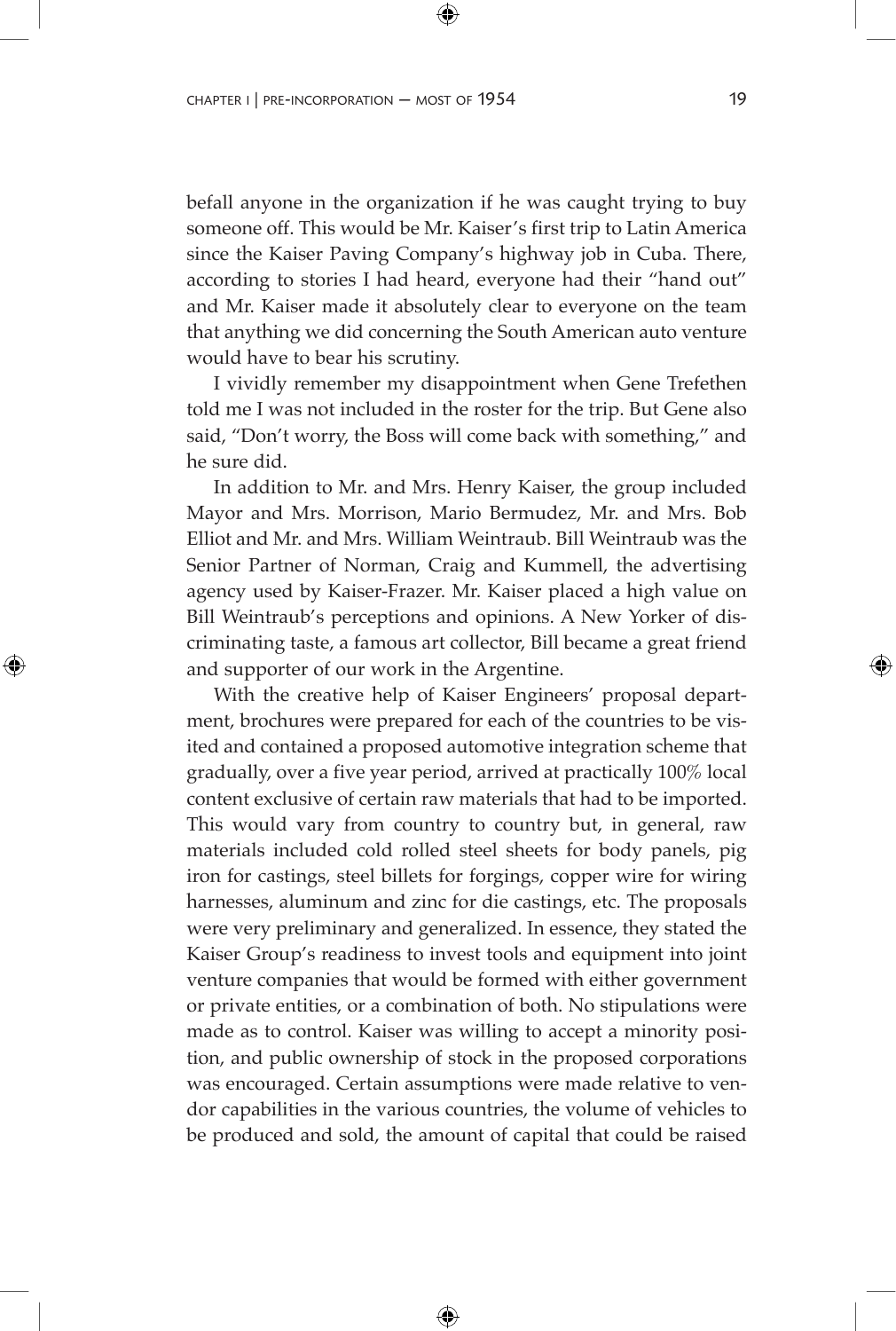befall anyone in the organization if he was caught trying to buy someone off. This would be Mr. Kaiser's first trip to Latin America since the Kaiser Paving Company's highway job in Cuba. There, according to stories I had heard, everyone had their "hand out" and Mr. Kaiser made it absolutely clear to everyone on the team that anything we did concerning the South American auto venture would have to bear his scrutiny.

I vividly remember my disappointment when Gene Trefethen told me I was not included in the roster for the trip. But Gene also said, "Don't worry, the Boss will come back with something," and he sure did.

In addition to Mr. and Mrs. Henry Kaiser, the group included Mayor and Mrs. Morrison, Mario Bermudez, Mr. and Mrs. Bob Elliot and Mr. and Mrs. William Weintraub. Bill Weintraub was the Senior Partner of Norman, Craig and Kummell, the advertising agency used by Kaiser-Frazer. Mr. Kaiser placed a high value on Bill Weintraub's perceptions and opinions. A New Yorker of discriminating taste, a famous art collector, Bill became a great friend and supporter of our work in the Argentine.

With the creative help of Kaiser Engineers' proposal department, brochures were prepared for each of the countries to be visited and contained a proposed automotive integration scheme that gradually, over a five year period, arrived at practically 100% local content exclusive of certain raw materials that had to be imported. This would vary from country to country but, in general, raw materials included cold rolled steel sheets for body panels, pig iron for castings, steel billets for forgings, copper wire for wiring harnesses, aluminum and zinc for die castings, etc. The proposals were very preliminary and generalized. In essence, they stated the Kaiser Group's readiness to invest tools and equipment into joint venture companies that would be formed with either government or private entities, or a combination of both. No stipulations were made as to control. Kaiser was willing to accept a minority position, and public ownership of stock in the proposed corporations was encouraged. Certain assumptions were made relative to vendor capabilities in the various countries, the volume of vehicles to be produced and sold, the amount of capital that could be raised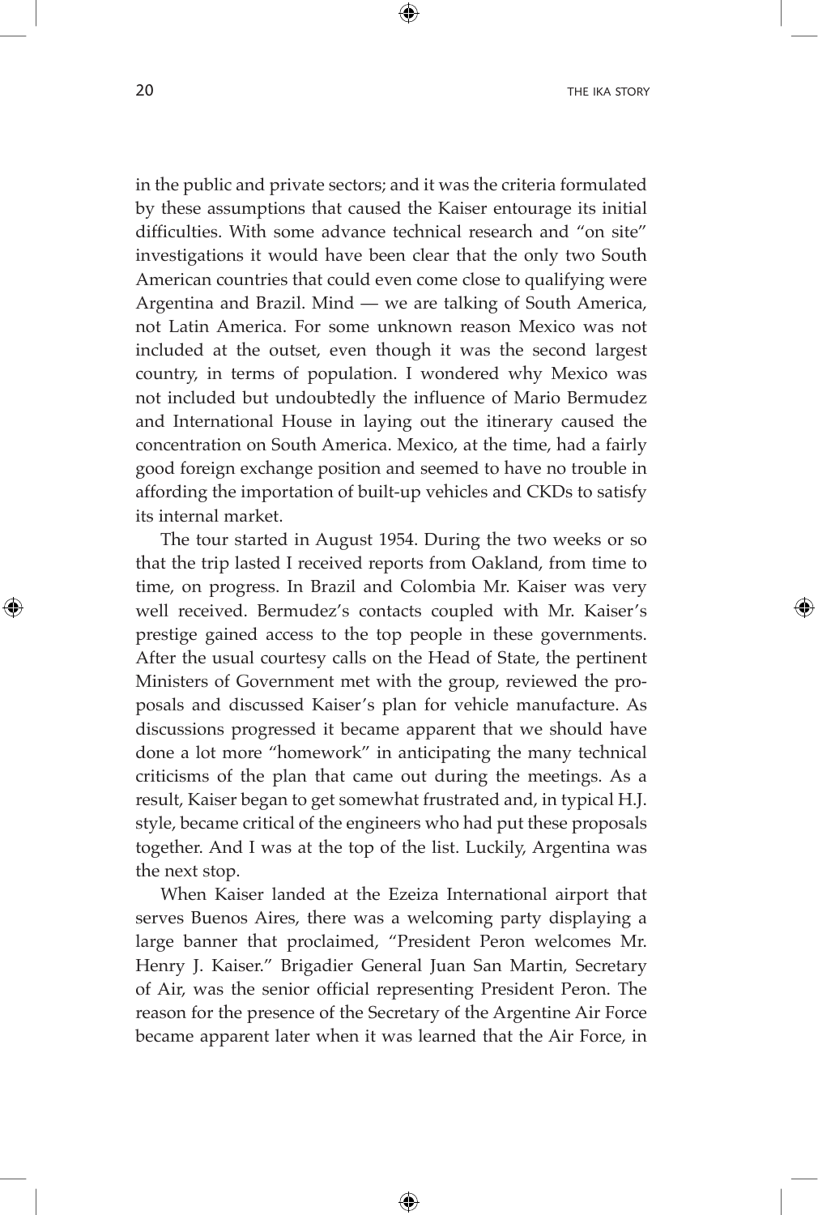in the public and private sectors; and it was the criteria formulated by these assumptions that caused the Kaiser entourage its initial difficulties. With some advance technical research and "on site" investigations it would have been clear that the only two South American countries that could even come close to qualifying were Argentina and Brazil. Mind — we are talking of South America, not Latin America. For some unknown reason Mexico was not included at the outset, even though it was the second largest country, in terms of population. I wondered why Mexico was not included but undoubtedly the influence of Mario Bermudez and International House in laying out the itinerary caused the concentration on South America. Mexico, at the time, had a fairly good foreign exchange position and seemed to have no trouble in affording the importation of built-up vehicles and CKDs to satisfy its internal market.

The tour started in August 1954. During the two weeks or so that the trip lasted I received reports from Oakland, from time to time, on progress. In Brazil and Colombia Mr. Kaiser was very well received. Bermudez's contacts coupled with Mr. Kaiser's prestige gained access to the top people in these governments. After the usual courtesy calls on the Head of State, the pertinent Ministers of Government met with the group, reviewed the proposals and discussed Kaiser's plan for vehicle manufacture. As discussions progressed it became apparent that we should have done a lot more "homework" in anticipating the many technical criticisms of the plan that came out during the meetings. As a result, Kaiser began to get somewhat frustrated and, in typical H.J. style, became critical of the engineers who had put these proposals together. And I was at the top of the list. Luckily, Argentina was the next stop.

When Kaiser landed at the Ezeiza International airport that serves Buenos Aires, there was a welcoming party displaying a large banner that proclaimed, "President Peron welcomes Mr. Henry J. Kaiser." Brigadier General Juan San Martin, Secretary of Air, was the senior official representing President Peron. The reason for the presence of the Secretary of the Argentine Air Force became apparent later when it was learned that the Air Force, in